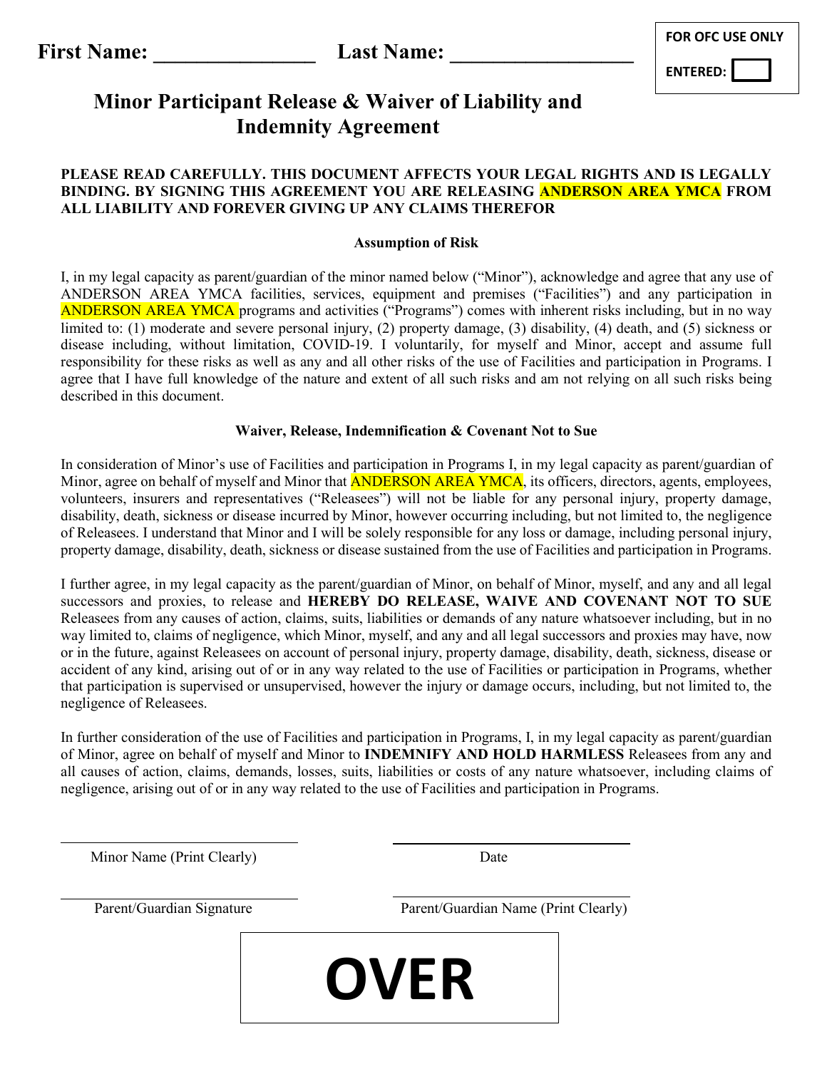**First Name: _______________ Last Name: _________________**

| FOR OFC USE ONLY |
| --- |
| ENTERED: |

# Minor Participant Release & Waiver of Liability and Indemnity Agreement

**PLEASE READ CAREFULLY. THIS DOCUMENT AFFECTS YOUR LEGAL RIGHTS AND IS LEGALLY BINDING. BY SIGNING THIS AGREEMENT YOU ARE RELEASING ANDERSON AREA YMCA FROM ALL LIABILITY AND FOREVER GIVING UP ANY CLAIMS THEREFOR**

## Assumption of Risk

I, in my legal capacity as parent/guardian of the minor named below ("Minor"), acknowledge and agree that any use of ANDERSON AREA YMCA facilities, services, equipment and premises ("Facilities") and any participation in ANDERSON AREA YMCA programs and activities ("Programs") comes with inherent risks including, but in no way limited to: (1) moderate and severe personal injury, (2) property damage, (3) disability, (4) death, and (5) sickness or disease including, without limitation, COVID-19. I voluntarily, for myself and Minor, accept and assume full responsibility for these risks as well as any and all other risks of the use of Facilities and participation in Programs. I agree that I have full knowledge of the nature and extent of all such risks and am not relying on all such risks being described in this document.

## Waiver, Release, Indemnification & Covenant Not to Sue

In consideration of Minor's use of Facilities and participation in Programs I, in my legal capacity as parent/guardian of Minor, agree on behalf of myself and Minor that ANDERSON AREA YMCA, its officers, directors, agents, employees, volunteers, insurers and representatives ("Releasees") will not be liable for any personal injury, property damage, disability, death, sickness or disease incurred by Minor, however occurring including, but not limited to, the negligence of Releasees. I understand that Minor and I will be solely responsible for any loss or damage, including personal injury, property damage, disability, death, sickness or disease sustained from the use of Facilities and participation in Programs.

I further agree, in my legal capacity as the parent/guardian of Minor, on behalf of Minor, myself, and any and all legal successors and proxies, to release and **HEREBY DO RELEASE, WAIVE AND COVENANT NOT TO SUE** Releasees from any causes of action, claims, suits, liabilities or demands of any nature whatsoever including, but in no way limited to, claims of negligence, which Minor, myself, and any and all legal successors and proxies may have, now or in the future, against Releasees on account of personal injury, property damage, disability, death, sickness, disease or accident of any kind, arising out of or in any way related to the use of Facilities or participation in Programs, whether that participation is supervised or unsupervised, however the injury or damage occurs, including, but not limited to, the negligence of Releasees.

In further consideration of the use of Facilities and participation in Programs, I, in my legal capacity as parent/guardian of Minor, agree on behalf of myself and Minor to **INDEMNIFY AND HOLD HARMLESS** Releasees from any and all causes of action, claims, demands, losses, suits, liabilities or costs of any nature whatsoever, including claims of negligence, arising out of or in any way related to the use of Facilities and participation in Programs.

_________________________________ &nbsp;&nbsp;&nbsp;&nbsp; _________________________________
Minor Name (Print Clearly) &nbsp;&nbsp;&nbsp;&nbsp; Date

_________________________________ &nbsp;&nbsp;&nbsp;&nbsp; _________________________________
Parent/Guardian Signature &nbsp;&nbsp;&nbsp;&nbsp; Parent/Guardian Name (Print Clearly)

**OVER**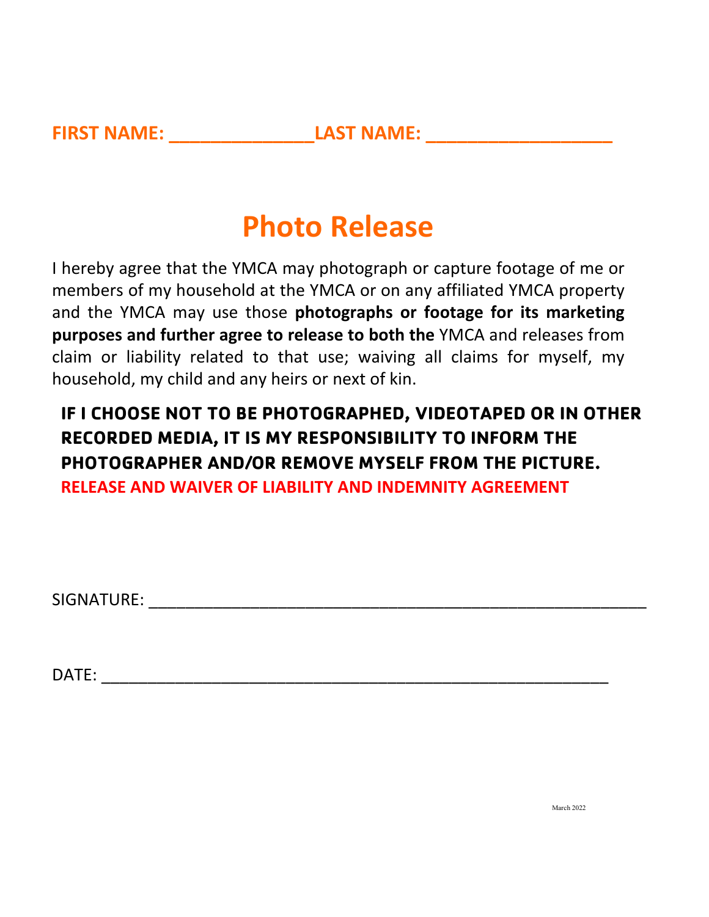**FIRST NAME: \_\_\_\_\_\_\_\_\_\_\_\_\_\_LAST NAME: \_\_\_\_\_\_\_\_\_\_\_\_\_\_\_\_\_\_**

# Photo Release

I hereby agree that the YMCA may photograph or capture footage of me or members of my household at the YMCA or on any affiliated YMCA property and the YMCA may use those **photographs or footage for its marketing purposes and further agree to release to both the** YMCA and releases from claim or liability related to that use; waiving all claims for myself, my household, my child and any heirs or next of kin.

**IF I CHOOSE NOT TO BE PHOTOGRAPHED, VIDEOTAPED OR IN OTHER RECORDED MEDIA, IT IS MY RESPONSIBILITY TO INFORM THE PHOTOGRAPHER AND/OR REMOVE MYSELF FROM THE PICTURE.**

**RELEASE AND WAIVER OF LIABILITY AND INDEMNITY AGREEMENT**

SIGNATURE: \_\_\_\_\_\_\_\_\_\_\_\_\_\_\_\_\_\_\_\_\_\_\_\_\_\_\_\_\_\_\_\_\_\_\_\_\_\_\_\_\_\_\_\_\_\_\_\_\_\_\_\_

DATE: \_\_\_\_\_\_\_\_\_\_\_\_\_\_\_\_\_\_\_\_\_\_\_\_\_\_\_\_\_\_\_\_\_\_\_\_\_\_\_\_\_\_\_\_\_\_\_\_\_\_\_\_\_\_

March 2022